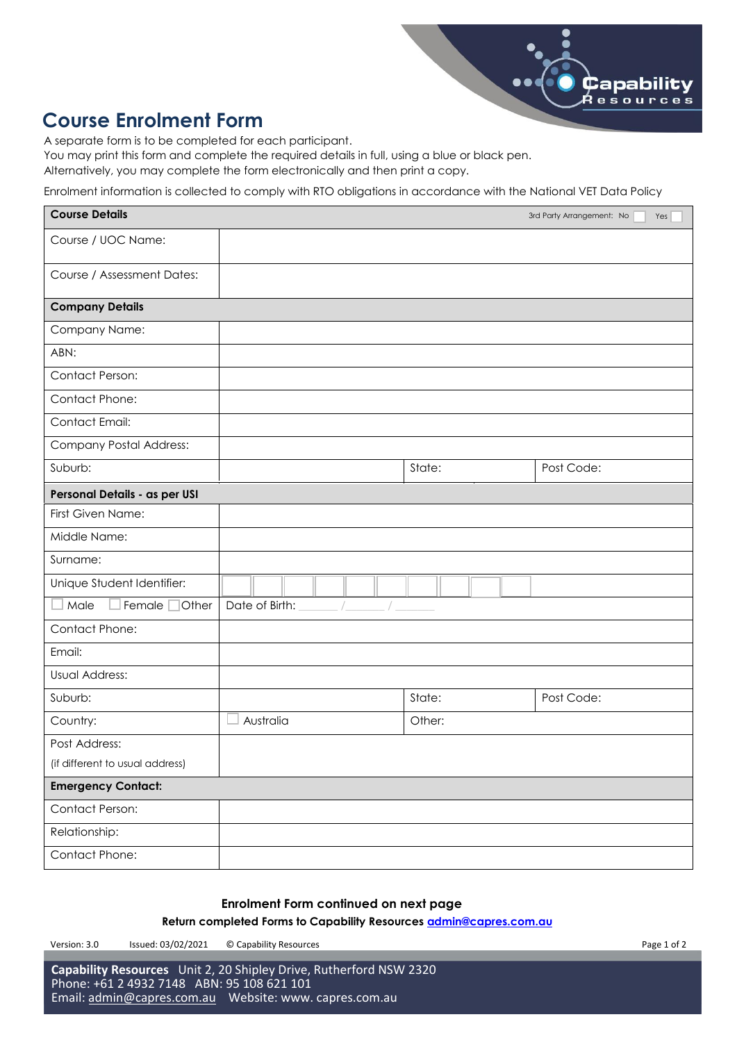# Course Enrolment Form

A separate form is to be completed for each participant.
You may print this form and complete the required details in full, using a blue or black pen.
Alternatively, you may complete the form electronically and then print a copy.

Enrolment information is collected to comply with RTO obligations in accordance with the National VET Data Policy

| **Course Details** | | 3rd Party Arrangement: No ☐ Yes ☐ | |
|---|---|---|---|
| Course / UOC Name: | | | |
| Course / Assessment Dates: | | | |
| **Company Details** | | | |
| Company Name: | | | |
| ABN: | | | |
| Contact Person: | | | |
| Contact Phone: | | | |
| Contact Email: | | | |
| Company Postal Address: | | | |
| Suburb: | | State: | Post Code: |
| **Personal Details - as per USI** | | | |
| First Given Name: | | | |
| Middle Name: | | | |
| Surname: | | | |
| Unique Student Identifier: | | | |
| ☐ Male ☐ Female ☐ Other | Date of Birth: ____ / ____ / ____ | | |
| Contact Phone: | | | |
| Email: | | | |
| Usual Address: | | | |
| Suburb: | | State: | Post Code: |
| Country: | ☐ Australia | Other: | |
| Post Address: (if different to usual address) | | | |
| **Emergency Contact:** | | | |
| Contact Person: | | | |
| Relationship: | | | |
| Contact Phone: | | | |

**Enrolment Form continued on next page**

**Return completed Forms to Capability Resources admin@capres.com.au**

Version: 3.0 Issued: 03/02/2021 © Capability Resources

**Capability Resources** Unit 2, 20 Shipley Drive, Rutherford NSW 2320
Phone: +61 2 4932 7148 ABN: 95 108 621 101
Email: admin@capres.com.au Website: www. capres.com.au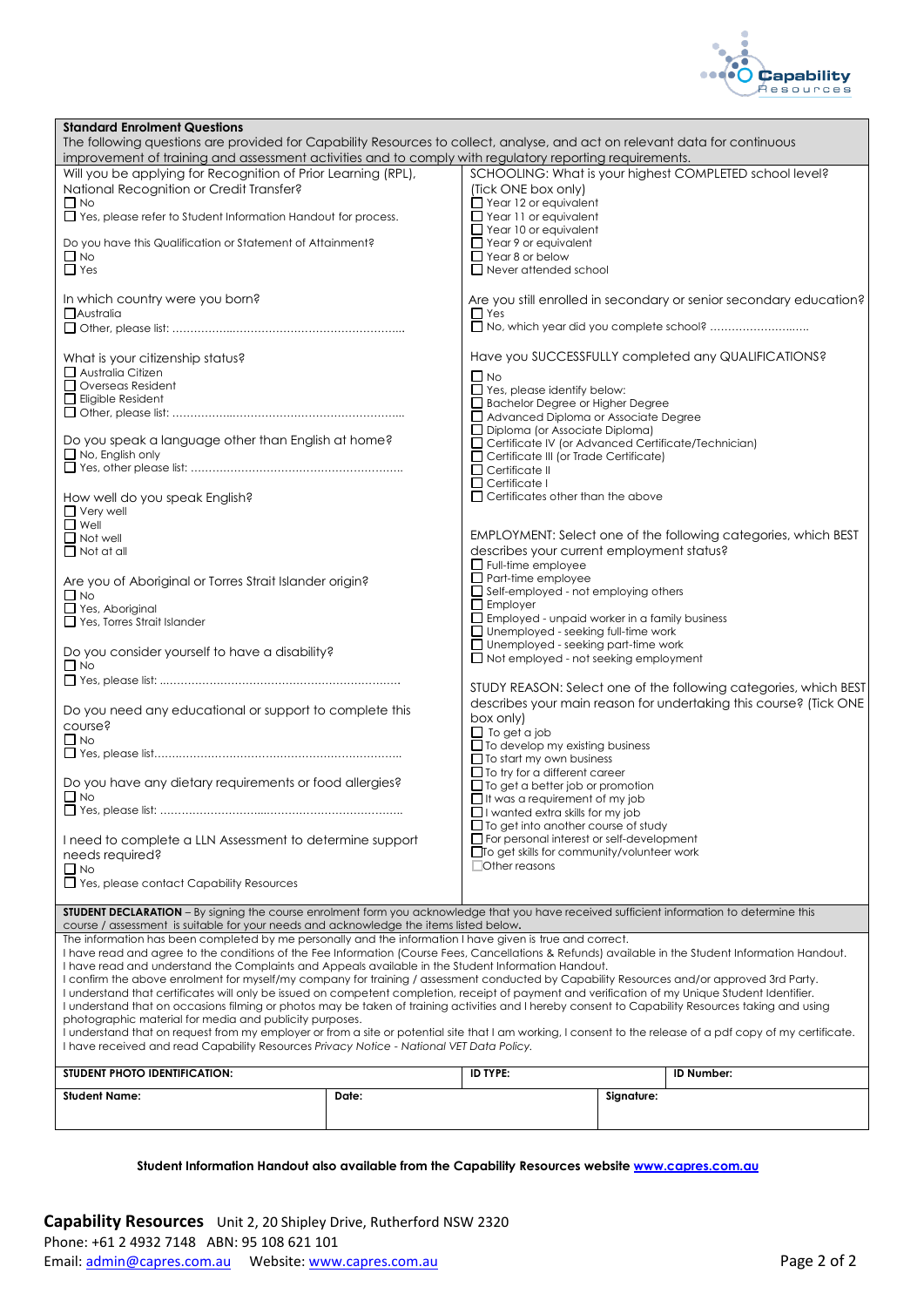## Standard Enrolment Questions

The following questions are provided for Capability Resources to collect, analyse, and act on relevant data for continuous improvement of training and assessment activities and to comply with regulatory reporting requirements.

Will you be applying for Recognition of Prior Learning (RPL), National Recognition or Credit Transfer?

- ☐ No
- ☐ Yes, please refer to Student Information Handout for process.

Do you have this Qualification or Statement of Attainment?

- ☐ No
- ☐ Yes

In which country were you born?

- ☐ Australia
- ☐ Other, please list: ………………………………………………………

What is your citizenship status?

- ☐ Australia Citizen
- ☐ Overseas Resident
- ☐ Eligible Resident
- ☐ Other, please list: ………………………………………………………

Do you speak a language other than English at home?

- ☐ No, English only
- ☐ Yes, other please list: ………………………………………………………

How well do you speak English?

- ☐ Very well
- ☐ Well
- ☐ Not well
- ☐ Not at all

Are you of Aboriginal or Torres Strait Islander origin?

- ☐ No
- ☐ Yes, Aboriginal
- ☐ Yes, Torres Strait Islander

Do you consider yourself to have a disability?

- ☐ No
- ☐ Yes, please list: ………………………………………………………

Do you need any educational or support to complete this course?

- ☐ No
- ☐ Yes, please list………………………………………………………

Do you have any dietary requirements or food allergies?

- ☐ No
- ☐ Yes, please list: ………………………………………………………

I need to complete a LLN Assessment to determine support needs required?

- ☐ No
- ☐ Yes, please contact Capability Resources

SCHOOLING: What is your highest COMPLETED school level? (Tick ONE box only)

- ☐ Year 12 or equivalent
- ☐ Year 11 or equivalent
- ☐ Year 10 or equivalent
- ☐ Year 9 or equivalent
- ☐ Year 8 or below
- ☐ Never attended school

Are you still enrolled in secondary or senior secondary education?

- ☐ Yes
- ☐ No, which year did you complete school? ……………………….

Have you SUCCESSFULLY completed any QUALIFICATIONS?

- ☐ No
- ☐ Yes, please identify below:
- ☐ Bachelor Degree or Higher Degree
- ☐ Advanced Diploma or Associate Degree
- ☐ Diploma (or Associate Diploma)
- ☐ Certificate IV (or Advanced Certificate/Technician)
- ☐ Certificate III (or Trade Certificate)
- ☐ Certificate II
- ☐ Certificate I
- ☐ Certificates other than the above

EMPLOYMENT: Select one of the following categories, which BEST describes your current employment status?

- ☐ Full-time employee
- ☐ Part-time employee
- ☐ Self-employed - not employing others
- ☐ Employer
- ☐ Employed - unpaid worker in a family business
- ☐ Unemployed - seeking full-time work
- ☐ Unemployed - seeking part-time work
- ☐ Not employed - not seeking employment

STUDY REASON: Select one of the following categories, which BEST describes your main reason for undertaking this course? (Tick ONE box only)

- ☐ To get a job
- ☐ To develop my existing business
- ☐ To start my own business
- ☐ To try for a different career
- ☐ To get a better job or promotion
- ☐ It was a requirement of my job
- ☐ I wanted extra skills for my job
- ☐ To get into another course of study
- ☐ For personal interest or self-development
- ☐ To get skills for community/volunteer work
- ☐ Other reasons

**STUDENT DECLARATION** – By signing the course enrolment form you acknowledge that you have received sufficient information to determine this course / assessment is suitable for your needs and acknowledge the items listed below.

The information has been completed by me personally and the information I have given is true and correct.
I have read and agree to the conditions of the Fee Information (Course Fees, Cancellations & Refunds) available in the Student Information Handout.
I have read and understand the Complaints and Appeals available in the Student Information Handout.
I confirm the above enrolment for myself/my company for training / assessment conducted by Capability Resources and/or approved 3rd Party.
I understand that certificates will only be issued on competent completion, receipt of payment and verification of my Unique Student Identifier.
I understand that on occasions filming or photos may be taken of training activities and I hereby consent to Capability Resources taking and using photographic material for media and publicity purposes.
I understand that on request from my employer or from a site or potential site that I am working, I consent to the release of a pdf copy of my certificate.
I have received and read Capability Resources *Privacy Notice - National VET Data Policy.*

| | | | |
|---|---|---|---|
| **STUDENT PHOTO IDENTIFICATION:** | | **ID TYPE:** | **ID Number:** |
| **Student Name:** | **Date:** | | **Signature:** |

**Student Information Handout also available from the Capability Resources website www.capres.com.au**

**Capability Resources** Unit 2, 20 Shipley Drive, Rutherford NSW 2320
Phone: +61 2 4932 7148 ABN: 95 108 621 101
Email: admin@capres.com.au Website: www.capres.com.au